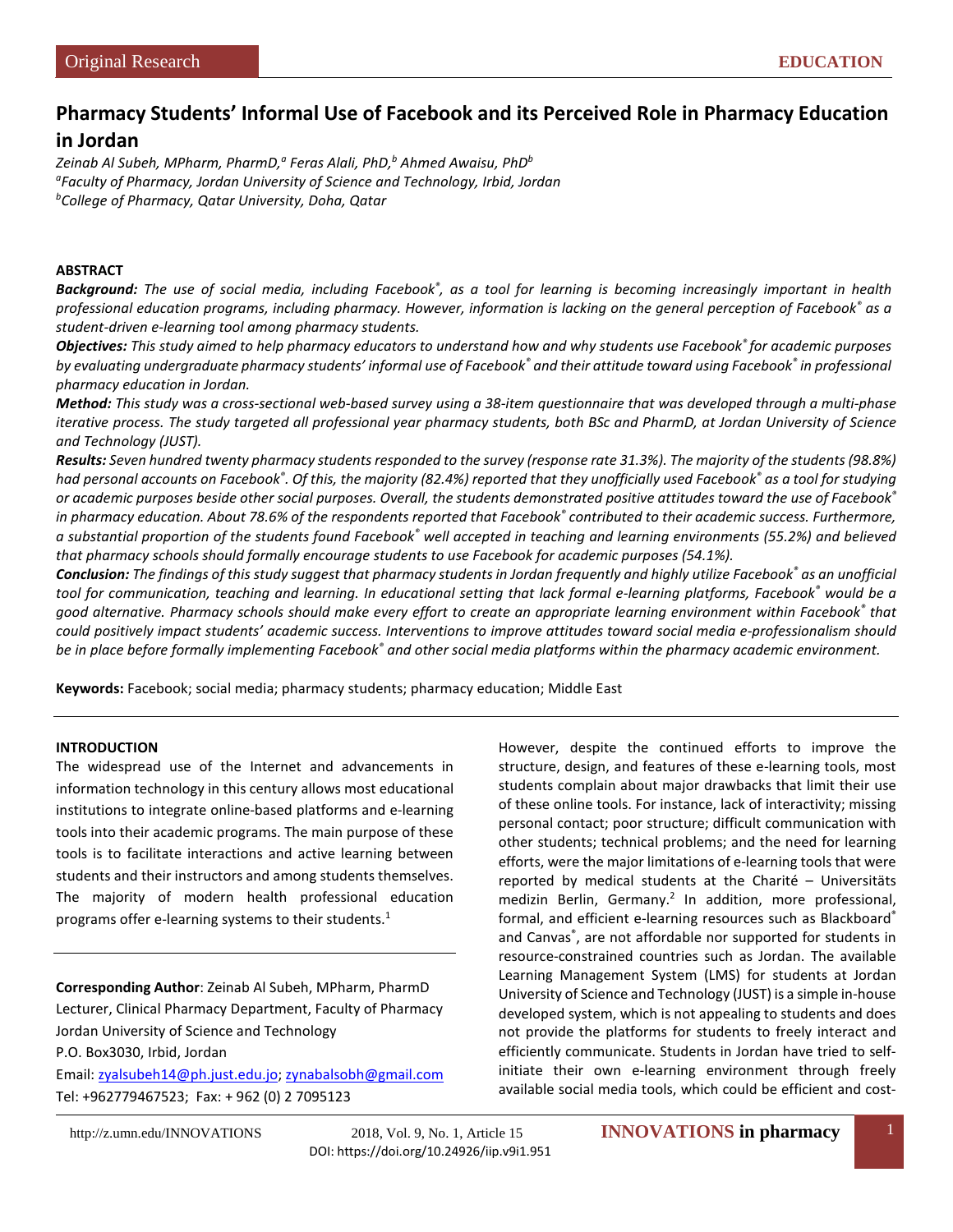Original Research

EDUCATION

# Pharmacy Students' Informal Use of Facebook and its Perceived Role in Pharmacy Education in Jordan

*Zeinab Al Subeh, MPharm, PharmD,[a] Feras Alali, PhD,[b] Ahmed Awaisu, PhD[b]*

*[a]Faculty of Pharmacy, Jordan University of Science and Technology, Irbid, Jordan*

*[b]College of Pharmacy, Qatar University, Doha, Qatar*

## ABSTRACT

***Background:*** *The use of social media, including Facebook®, as a tool for learning is becoming increasingly important in health professional education programs, including pharmacy. However, information is lacking on the general perception of Facebook® as a student-driven e-learning tool among pharmacy students.*

***Objectives:*** *This study aimed to help pharmacy educators to understand how and why students use Facebook® for academic purposes by evaluating undergraduate pharmacy students' informal use of Facebook® and their attitude toward using Facebook® in professional pharmacy education in Jordan.*

***Method:*** *This study was a cross-sectional web-based survey using a 38-item questionnaire that was developed through a multi-phase iterative process. The study targeted all professional year pharmacy students, both BSc and PharmD, at Jordan University of Science and Technology (JUST).*

***Results:*** *Seven hundred twenty pharmacy students responded to the survey (response rate 31.3%). The majority of the students (98.8%) had personal accounts on Facebook®. Of this, the majority (82.4%) reported that they unofficially used Facebook® as a tool for studying or academic purposes beside other social purposes. Overall, the students demonstrated positive attitudes toward the use of Facebook® in pharmacy education. About 78.6% of the respondents reported that Facebook® contributed to their academic success. Furthermore, a substantial proportion of the students found Facebook® well accepted in teaching and learning environments (55.2%) and believed that pharmacy schools should formally encourage students to use Facebook for academic purposes (54.1%).*

***Conclusion:*** *The findings of this study suggest that pharmacy students in Jordan frequently and highly utilize Facebook® as an unofficial tool for communication, teaching and learning. In educational setting that lack formal e-learning platforms, Facebook® would be a good alternative. Pharmacy schools should make every effort to create an appropriate learning environment within Facebook® that could positively impact students' academic success. Interventions to improve attitudes toward social media e-professionalism should be in place before formally implementing Facebook® and other social media platforms within the pharmacy academic environment.*

**Keywords:** Facebook; social media; pharmacy students; pharmacy education; Middle East

## INTRODUCTION

The widespread use of the Internet and advancements in information technology in this century allows most educational institutions to integrate online-based platforms and e-learning tools into their academic programs. The main purpose of these tools is to facilitate interactions and active learning between students and their instructors and among students themselves. The majority of modern health professional education programs offer e-learning systems to their students.[1]

However, despite the continued efforts to improve the structure, design, and features of these e-learning tools, most students complain about major drawbacks that limit their use of these online tools. For instance, lack of interactivity; missing personal contact; poor structure; difficult communication with other students; technical problems; and the need for learning efforts, were the major limitations of e-learning tools that were reported by medical students at the Charité – Universitäts medizin Berlin, Germany.[2] In addition, more professional, formal, and efficient e-learning resources such as Blackboard® and Canvas®, are not affordable nor supported for students in resource-constrained countries such as Jordan. The available Learning Management System (LMS) for students at Jordan University of Science and Technology (JUST) is a simple in-house developed system, which is not appealing to students and does not provide the platforms for students to freely interact and efficiently communicate. Students in Jordan have tried to self-initiate their own e-learning environment through freely available social media tools, which could be efficient and cost-

**Corresponding Author**: Zeinab Al Subeh, MPharm, PharmD
Lecturer, Clinical Pharmacy Department, Faculty of Pharmacy
Jordan University of Science and Technology
P.O. Box3030, Irbid, Jordan
Email: zyalsubeh14@ph.just.edu.jo; zynabalsobh@gmail.com
Tel: +962779467523; Fax: + 962 (0) 2 7095123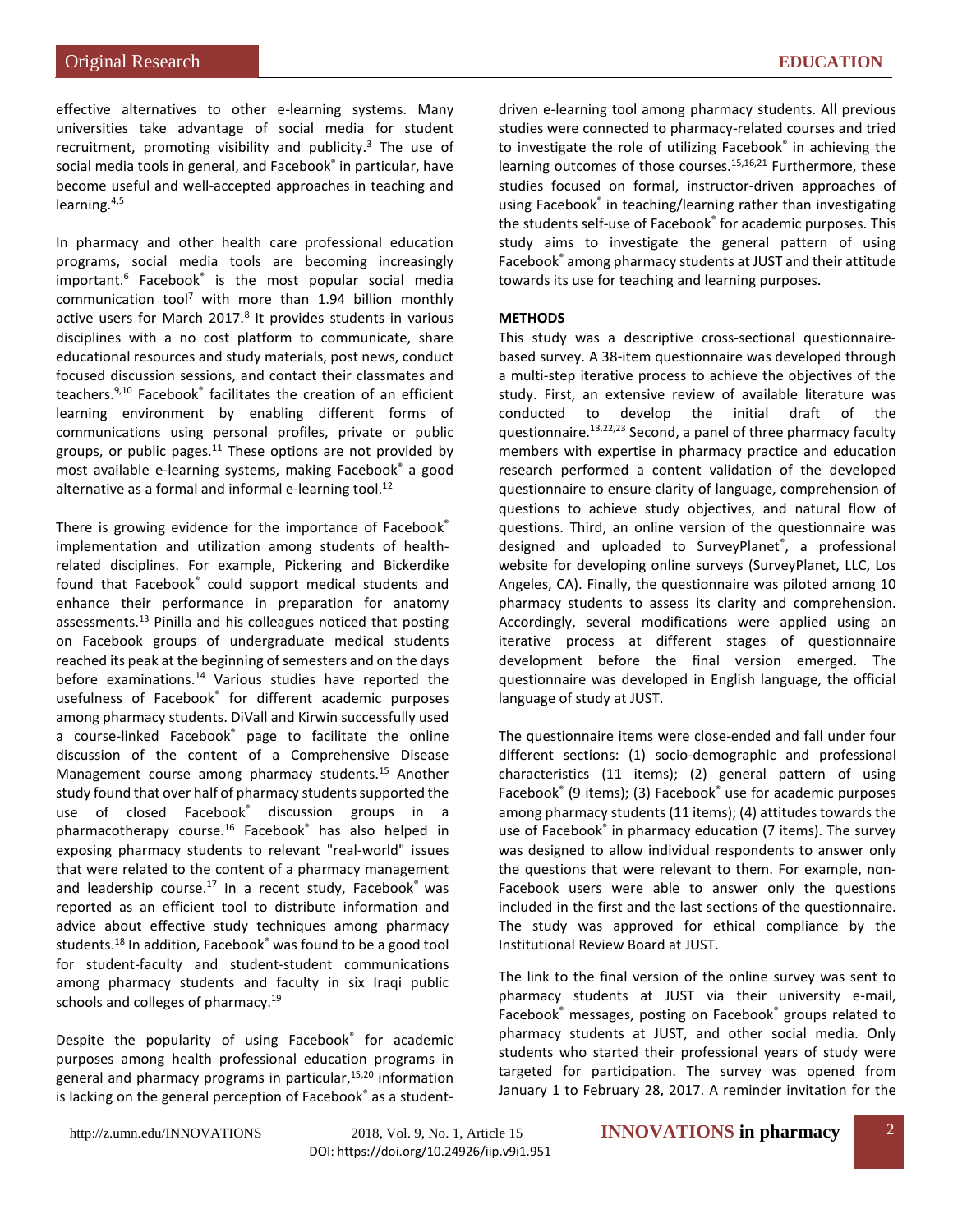effective alternatives to other e-learning systems. Many universities take advantage of social media for student recruitment, promoting visibility and publicity.[3] The use of social media tools in general, and Facebook® in particular, have become useful and well-accepted approaches in teaching and learning.[4,5]

In pharmacy and other health care professional education programs, social media tools are becoming increasingly important.[6] Facebook® is the most popular social media communication tool[7] with more than 1.94 billion monthly active users for March 2017.[8] It provides students in various disciplines with a no cost platform to communicate, share educational resources and study materials, post news, conduct focused discussion sessions, and contact their classmates and teachers.[9,10] Facebook® facilitates the creation of an efficient learning environment by enabling different forms of communications using personal profiles, private or public groups, or public pages.[11] These options are not provided by most available e-learning systems, making Facebook® a good alternative as a formal and informal e-learning tool.[12]

There is growing evidence for the importance of Facebook® implementation and utilization among students of health-related disciplines. For example, Pickering and Bickerdike found that Facebook® could support medical students and enhance their performance in preparation for anatomy assessments.[13] Pinilla and his colleagues noticed that posting on Facebook groups of undergraduate medical students reached its peak at the beginning of semesters and on the days before examinations.[14] Various studies have reported the usefulness of Facebook® for different academic purposes among pharmacy students. DiVall and Kirwin successfully used a course-linked Facebook® page to facilitate the online discussion of the content of a Comprehensive Disease Management course among pharmacy students.[15] Another study found that over half of pharmacy students supported the use of closed Facebook® discussion groups in a pharmacotherapy course.[16] Facebook® has also helped in exposing pharmacy students to relevant "real-world" issues that were related to the content of a pharmacy management and leadership course.[17] In a recent study, Facebook® was reported as an efficient tool to distribute information and advice about effective study techniques among pharmacy students.[18] In addition, Facebook® was found to be a good tool for student-faculty and student-student communications among pharmacy students and faculty in six Iraqi public schools and colleges of pharmacy.[19]

Despite the popularity of using Facebook® for academic purposes among health professional education programs in general and pharmacy programs in particular,[15,20] information is lacking on the general perception of Facebook® as a student-driven e-learning tool among pharmacy students. All previous studies were connected to pharmacy-related courses and tried to investigate the role of utilizing Facebook® in achieving the learning outcomes of those courses.[15,16,21] Furthermore, these studies focused on formal, instructor-driven approaches of using Facebook® in teaching/learning rather than investigating the students self-use of Facebook® for academic purposes. This study aims to investigate the general pattern of using Facebook® among pharmacy students at JUST and their attitude towards its use for teaching and learning purposes.

## METHODS

This study was a descriptive cross-sectional questionnaire-based survey. A 38-item questionnaire was developed through a multi-step iterative process to achieve the objectives of the study. First, an extensive review of available literature was conducted to develop the initial draft of the questionnaire.[13,22,23] Second, a panel of three pharmacy faculty members with expertise in pharmacy practice and education research performed a content validation of the developed questionnaire to ensure clarity of language, comprehension of questions to achieve study objectives, and natural flow of questions. Third, an online version of the questionnaire was designed and uploaded to SurveyPlanet®, a professional website for developing online surveys (SurveyPlanet, LLC, Los Angeles, CA). Finally, the questionnaire was piloted among 10 pharmacy students to assess its clarity and comprehension. Accordingly, several modifications were applied using an iterative process at different stages of questionnaire development before the final version emerged. The questionnaire was developed in English language, the official language of study at JUST.

The questionnaire items were close-ended and fall under four different sections: (1) socio-demographic and professional characteristics (11 items); (2) general pattern of using Facebook® (9 items); (3) Facebook® use for academic purposes among pharmacy students (11 items); (4) attitudes towards the use of Facebook® in pharmacy education (7 items). The survey was designed to allow individual respondents to answer only the questions that were relevant to them. For example, non-Facebook users were able to answer only the questions included in the first and the last sections of the questionnaire. The study was approved for ethical compliance by the Institutional Review Board at JUST.

The link to the final version of the online survey was sent to pharmacy students at JUST via their university e-mail, Facebook® messages, posting on Facebook® groups related to pharmacy students at JUST, and other social media. Only students who started their professional years of study were targeted for participation. The survey was opened from January 1 to February 28, 2017. A reminder invitation for the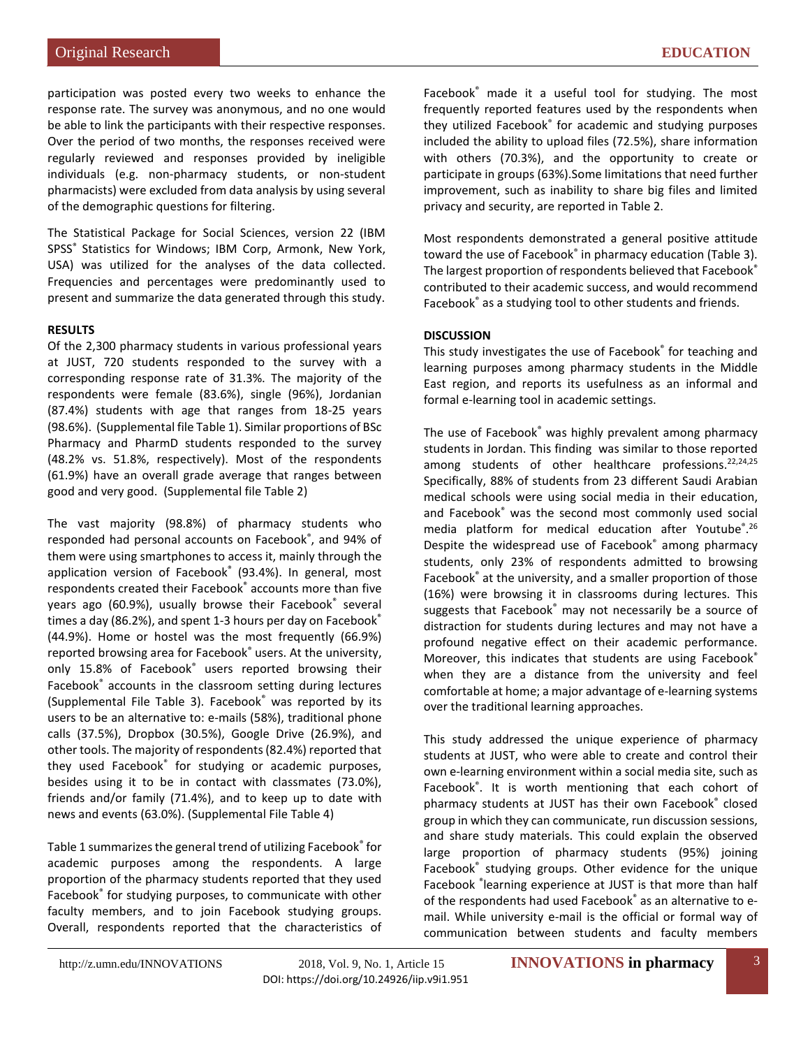participation was posted every two weeks to enhance the response rate. The survey was anonymous, and no one would be able to link the participants with their respective responses. Over the period of two months, the responses received were regularly reviewed and responses provided by ineligible individuals (e.g. non-pharmacy students, or non-student pharmacists) were excluded from data analysis by using several of the demographic questions for filtering.

The Statistical Package for Social Sciences, version 22 (IBM SPSS® Statistics for Windows; IBM Corp, Armonk, New York, USA) was utilized for the analyses of the data collected. Frequencies and percentages were predominantly used to present and summarize the data generated through this study.

**RESULTS**

Of the 2,300 pharmacy students in various professional years at JUST, 720 students responded to the survey with a corresponding response rate of 31.3%. The majority of the respondents were female (83.6%), single (96%), Jordanian (87.4%) students with age that ranges from 18-25 years (98.6%). (Supplemental file Table 1). Similar proportions of BSc Pharmacy and PharmD students responded to the survey (48.2% vs. 51.8%, respectively). Most of the respondents (61.9%) have an overall grade average that ranges between good and very good. (Supplemental file Table 2)

The vast majority (98.8%) of pharmacy students who responded had personal accounts on Facebook®, and 94% of them were using smartphones to access it, mainly through the application version of Facebook® (93.4%). In general, most respondents created their Facebook® accounts more than five years ago (60.9%), usually browse their Facebook® several times a day (86.2%), and spent 1-3 hours per day on Facebook® (44.9%). Home or hostel was the most frequently (66.9%) reported browsing area for Facebook® users. At the university, only 15.8% of Facebook® users reported browsing their Facebook® accounts in the classroom setting during lectures (Supplemental File Table 3). Facebook® was reported by its users to be an alternative to: e-mails (58%), traditional phone calls (37.5%), Dropbox (30.5%), Google Drive (26.9%), and other tools. The majority of respondents (82.4%) reported that they used Facebook® for studying or academic purposes, besides using it to be in contact with classmates (73.0%), friends and/or family (71.4%), and to keep up to date with news and events (63.0%). (Supplemental File Table 4)

Table 1 summarizes the general trend of utilizing Facebook® for academic purposes among the respondents. A large proportion of the pharmacy students reported that they used Facebook® for studying purposes, to communicate with other faculty members, and to join Facebook studying groups. Overall, respondents reported that the characteristics of Facebook® made it a useful tool for studying. The most frequently reported features used by the respondents when they utilized Facebook® for academic and studying purposes included the ability to upload files (72.5%), share information with others (70.3%), and the opportunity to create or participate in groups (63%).Some limitations that need further improvement, such as inability to share big files and limited privacy and security, are reported in Table 2.

Most respondents demonstrated a general positive attitude toward the use of Facebook® in pharmacy education (Table 3). The largest proportion of respondents believed that Facebook® contributed to their academic success, and would recommend Facebook® as a studying tool to other students and friends.

**DISCUSSION**

This study investigates the use of Facebook® for teaching and learning purposes among pharmacy students in the Middle East region, and reports its usefulness as an informal and formal e-learning tool in academic settings.

The use of Facebook® was highly prevalent among pharmacy students in Jordan. This finding was similar to those reported among students of other healthcare professions.[22,24,25] Specifically, 88% of students from 23 different Saudi Arabian medical schools were using social media in their education, and Facebook® was the second most commonly used social media platform for medical education after Youtube®.[26] Despite the widespread use of Facebook® among pharmacy students, only 23% of respondents admitted to browsing Facebook® at the university, and a smaller proportion of those (16%) were browsing it in classrooms during lectures. This suggests that Facebook® may not necessarily be a source of distraction for students during lectures and may not have a profound negative effect on their academic performance. Moreover, this indicates that students are using Facebook® when they are a distance from the university and feel comfortable at home; a major advantage of e-learning systems over the traditional learning approaches.

This study addressed the unique experience of pharmacy students at JUST, who were able to create and control their own e-learning environment within a social media site, such as Facebook®. It is worth mentioning that each cohort of pharmacy students at JUST has their own Facebook® closed group in which they can communicate, run discussion sessions, and share study materials. This could explain the observed large proportion of pharmacy students (95%) joining Facebook® studying groups. Other evidence for the unique Facebook ®learning experience at JUST is that more than half of the respondents had used Facebook® as an alternative to e-mail. While university e-mail is the official or formal way of communication between students and faculty members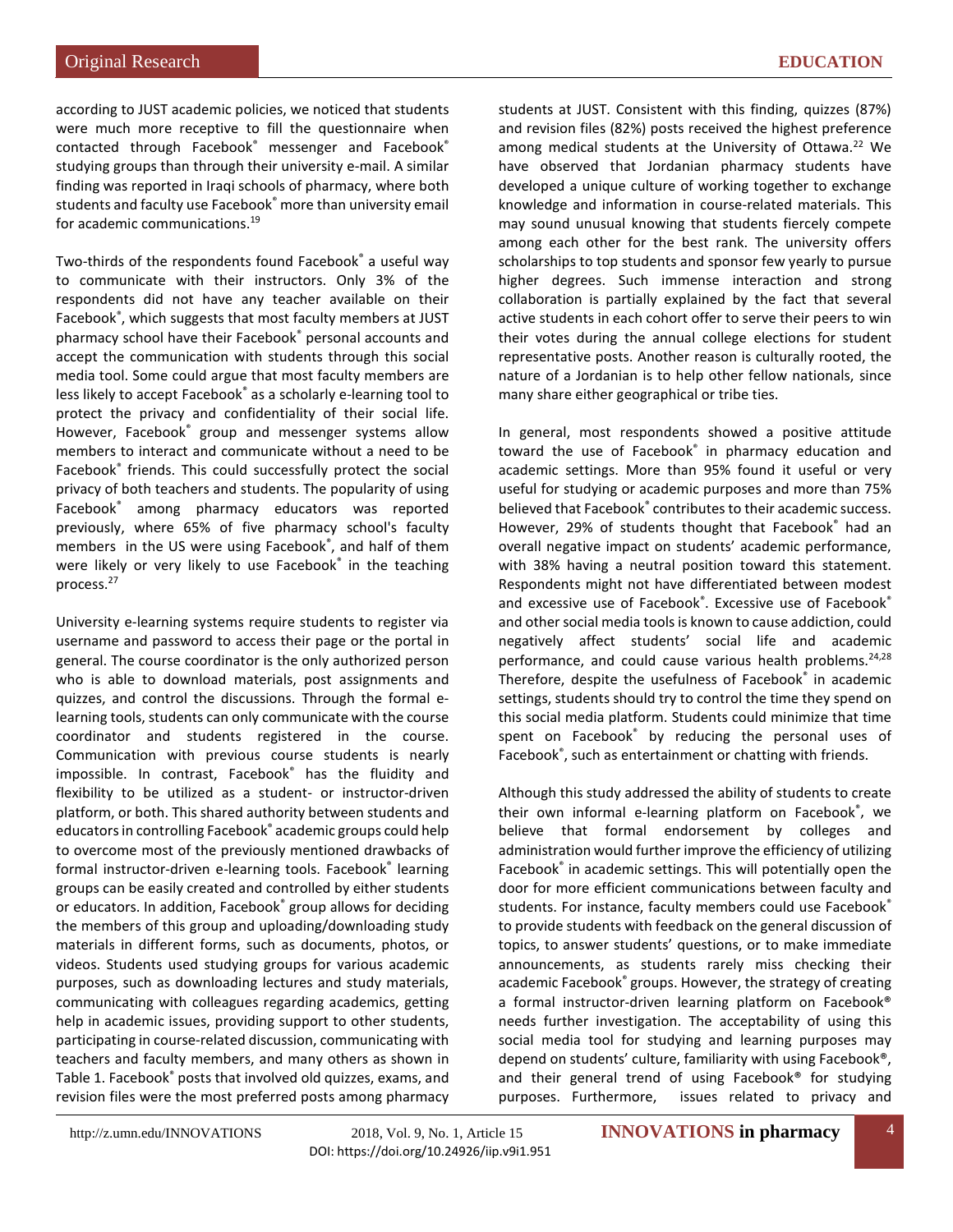according to JUST academic policies, we noticed that students were much more receptive to fill the questionnaire when contacted through Facebook® messenger and Facebook® studying groups than through their university e-mail. A similar finding was reported in Iraqi schools of pharmacy, where both students and faculty use Facebook® more than university email for academic communications.[19]

Two-thirds of the respondents found Facebook® a useful way to communicate with their instructors. Only 3% of the respondents did not have any teacher available on their Facebook®, which suggests that most faculty members at JUST pharmacy school have their Facebook® personal accounts and accept the communication with students through this social media tool. Some could argue that most faculty members are less likely to accept Facebook® as a scholarly e-learning tool to protect the privacy and confidentiality of their social life. However, Facebook® group and messenger systems allow members to interact and communicate without a need to be Facebook® friends. This could successfully protect the social privacy of both teachers and students. The popularity of using Facebook® among pharmacy educators was reported previously, where 65% of five pharmacy school's faculty members in the US were using Facebook®, and half of them were likely or very likely to use Facebook® in the teaching process.[27]

University e-learning systems require students to register via username and password to access their page or the portal in general. The course coordinator is the only authorized person who is able to download materials, post assignments and quizzes, and control the discussions. Through the formal e-learning tools, students can only communicate with the course coordinator and students registered in the course. Communication with previous course students is nearly impossible. In contrast, Facebook® has the fluidity and flexibility to be utilized as a student- or instructor-driven platform, or both. This shared authority between students and educators in controlling Facebook® academic groups could help to overcome most of the previously mentioned drawbacks of formal instructor-driven e-learning tools. Facebook® learning groups can be easily created and controlled by either students or educators. In addition, Facebook® group allows for deciding the members of this group and uploading/downloading study materials in different forms, such as documents, photos, or videos. Students used studying groups for various academic purposes, such as downloading lectures and study materials, communicating with colleagues regarding academics, getting help in academic issues, providing support to other students, participating in course-related discussion, communicating with teachers and faculty members, and many others as shown in Table 1. Facebook® posts that involved old quizzes, exams, and revision files were the most preferred posts among pharmacy students at JUST. Consistent with this finding, quizzes (87%) and revision files (82%) posts received the highest preference among medical students at the University of Ottawa.[22] We have observed that Jordanian pharmacy students have developed a unique culture of working together to exchange knowledge and information in course-related materials. This may sound unusual knowing that students fiercely compete among each other for the best rank. The university offers scholarships to top students and sponsor few yearly to pursue higher degrees. Such immense interaction and strong collaboration is partially explained by the fact that several active students in each cohort offer to serve their peers to win their votes during the annual college elections for student representative posts. Another reason is culturally rooted, the nature of a Jordanian is to help other fellow nationals, since many share either geographical or tribe ties.

In general, most respondents showed a positive attitude toward the use of Facebook® in pharmacy education and academic settings. More than 95% found it useful or very useful for studying or academic purposes and more than 75% believed that Facebook® contributes to their academic success. However, 29% of students thought that Facebook® had an overall negative impact on students' academic performance, with 38% having a neutral position toward this statement. Respondents might not have differentiated between modest and excessive use of Facebook®. Excessive use of Facebook® and other social media tools is known to cause addiction, could negatively affect students' social life and academic performance, and could cause various health problems.[24,28] Therefore, despite the usefulness of Facebook® in academic settings, students should try to control the time they spend on this social media platform. Students could minimize that time spent on Facebook® by reducing the personal uses of Facebook®, such as entertainment or chatting with friends.

Although this study addressed the ability of students to create their own informal e-learning platform on Facebook®, we believe that formal endorsement by colleges and administration would further improve the efficiency of utilizing Facebook® in academic settings. This will potentially open the door for more efficient communications between faculty and students. For instance, faculty members could use Facebook® to provide students with feedback on the general discussion of topics, to answer students' questions, or to make immediate announcements, as students rarely miss checking their academic Facebook® groups. However, the strategy of creating a formal instructor-driven learning platform on Facebook® needs further investigation. The acceptability of using this social media tool for studying and learning purposes may depend on students' culture, familiarity with using Facebook®, and their general trend of using Facebook® for studying purposes. Furthermore, issues related to privacy and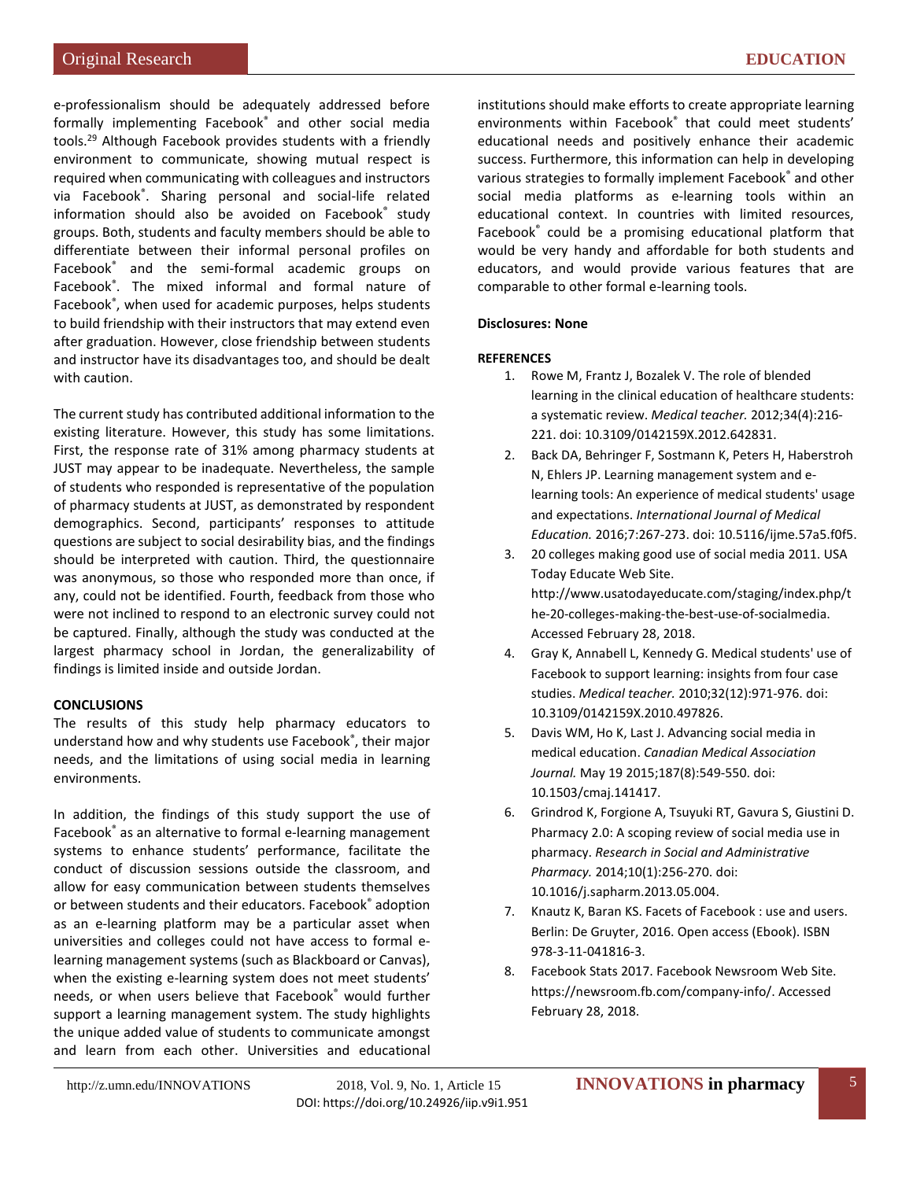e-professionalism should be adequately addressed before formally implementing Facebook® and other social media tools.[29] Although Facebook provides students with a friendly environment to communicate, showing mutual respect is required when communicating with colleagues and instructors via Facebook®. Sharing personal and social-life related information should also be avoided on Facebook® study groups. Both, students and faculty members should be able to differentiate between their informal personal profiles on Facebook® and the semi-formal academic groups on Facebook®. The mixed informal and formal nature of Facebook®, when used for academic purposes, helps students to build friendship with their instructors that may extend even after graduation. However, close friendship between students and instructor have its disadvantages too, and should be dealt with caution.

The current study has contributed additional information to the existing literature. However, this study has some limitations. First, the response rate of 31% among pharmacy students at JUST may appear to be inadequate. Nevertheless, the sample of students who responded is representative of the population of pharmacy students at JUST, as demonstrated by respondent demographics. Second, participants' responses to attitude questions are subject to social desirability bias, and the findings should be interpreted with caution. Third, the questionnaire was anonymous, so those who responded more than once, if any, could not be identified. Fourth, feedback from those who were not inclined to respond to an electronic survey could not be captured. Finally, although the study was conducted at the largest pharmacy school in Jordan, the generalizability of findings is limited inside and outside Jordan.

## CONCLUSIONS

The results of this study help pharmacy educators to understand how and why students use Facebook®, their major needs, and the limitations of using social media in learning environments.

In addition, the findings of this study support the use of Facebook® as an alternative to formal e-learning management systems to enhance students' performance, facilitate the conduct of discussion sessions outside the classroom, and allow for easy communication between students themselves or between students and their educators. Facebook® adoption as an e-learning platform may be a particular asset when universities and colleges could not have access to formal e-learning management systems (such as Blackboard or Canvas), when the existing e-learning system does not meet students' needs, or when users believe that Facebook® would further support a learning management system. The study highlights the unique added value of students to communicate amongst and learn from each other. Universities and educational institutions should make efforts to create appropriate learning environments within Facebook® that could meet students' educational needs and positively enhance their academic success. Furthermore, this information can help in developing various strategies to formally implement Facebook® and other social media platforms as e-learning tools within an educational context. In countries with limited resources, Facebook® could be a promising educational platform that would be very handy and affordable for both students and educators, and would provide various features that are comparable to other formal e-learning tools.

**Disclosures: None**

## REFERENCES

1. Rowe M, Frantz J, Bozalek V. The role of blended learning in the clinical education of healthcare students: a systematic review. *Medical teacher.* 2012;34(4):216-221. doi: 10.3109/0142159X.2012.642831.
2. Back DA, Behringer F, Sostmann K, Peters H, Haberstroh N, Ehlers JP. Learning management system and e-learning tools: An experience of medical students' usage and expectations. *International Journal of Medical Education.* 2016;7:267-273. doi: 10.5116/ijme.57a5.f0f5.
3. 20 colleges making good use of social media 2011. USA Today Educate Web Site. http://www.usatodayeducate.com/staging/index.php/the-20-colleges-making-the-best-use-of-socialmedia. Accessed February 28, 2018.
4. Gray K, Annabell L, Kennedy G. Medical students' use of Facebook to support learning: insights from four case studies. *Medical teacher.* 2010;32(12):971-976. doi: 10.3109/0142159X.2010.497826.
5. Davis WM, Ho K, Last J. Advancing social media in medical education. *Canadian Medical Association Journal.* May 19 2015;187(8):549-550. doi: 10.1503/cmaj.141417.
6. Grindrod K, Forgione A, Tsuyuki RT, Gavura S, Giustini D. Pharmacy 2.0: A scoping review of social media use in pharmacy. *Research in Social and Administrative Pharmacy.* 2014;10(1):256-270. doi: 10.1016/j.sapharm.2013.05.004.
7. Knautz K, Baran KS. Facets of Facebook : use and users. Berlin: De Gruyter, 2016. Open access (Ebook). ISBN 978-3-11-041816-3.
8. Facebook Stats 2017. Facebook Newsroom Web Site. https://newsroom.fb.com/company-info/. Accessed February 28, 2018.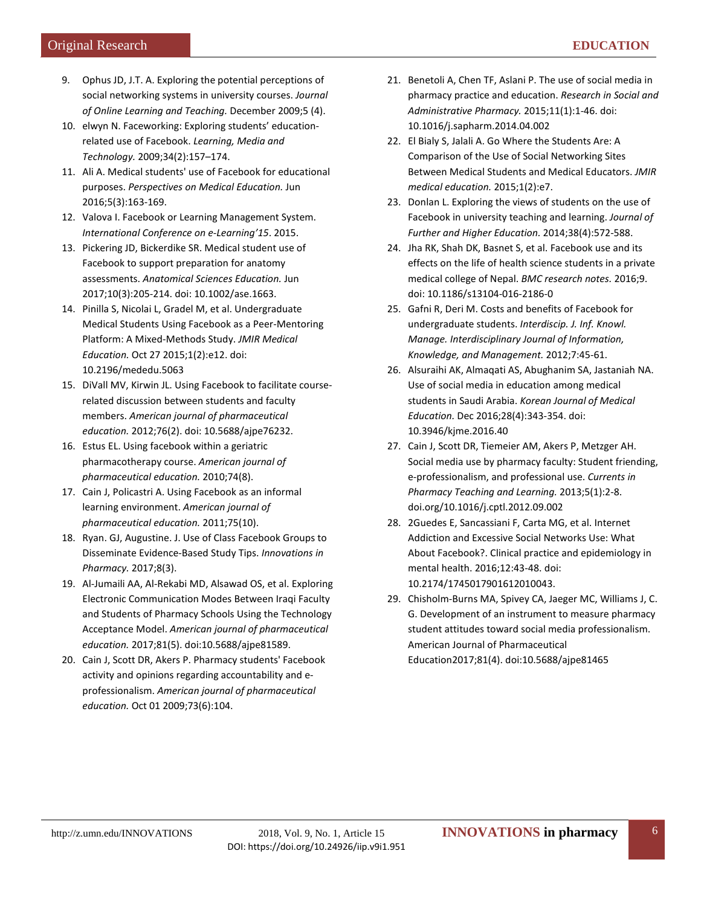9. Ophus JD, J.T. A. Exploring the potential perceptions of social networking systems in university courses. *Journal of Online Learning and Teaching.* December 2009;5 (4).
10. elwyn N. Faceworking: Exploring students' education-related use of Facebook. *Learning, Media and Technology.* 2009;34(2):157–174.
11. Ali A. Medical students' use of Facebook for educational purposes. *Perspectives on Medical Education.* Jun 2016;5(3):163-169.
12. Valova I. Facebook or Learning Management System. *International Conference on e-Learning'15*. 2015.
13. Pickering JD, Bickerdike SR. Medical student use of Facebook to support preparation for anatomy assessments. *Anatomical Sciences Education.* Jun 2017;10(3):205-214. doi: 10.1002/ase.1663.
14. Pinilla S, Nicolai L, Gradel M, et al. Undergraduate Medical Students Using Facebook as a Peer-Mentoring Platform: A Mixed-Methods Study. *JMIR Medical Education.* Oct 27 2015;1(2):e12. doi: 10.2196/mededu.5063
15. DiVall MV, Kirwin JL. Using Facebook to facilitate course-related discussion between students and faculty members. *American journal of pharmaceutical education.* 2012;76(2). doi: 10.5688/ajpe76232.
16. Estus EL. Using facebook within a geriatric pharmacotherapy course. *American journal of pharmaceutical education.* 2010;74(8).
17. Cain J, Policastri A. Using Facebook as an informal learning environment. *American journal of pharmaceutical education.* 2011;75(10).
18. Ryan. GJ, Augustine. J. Use of Class Facebook Groups to Disseminate Evidence-Based Study Tips. *Innovations in Pharmacy.* 2017;8(3).
19. Al-Jumaili AA, Al-Rekabi MD, Alsawad OS, et al. Exploring Electronic Communication Modes Between Iraqi Faculty and Students of Pharmacy Schools Using the Technology Acceptance Model. *American journal of pharmaceutical education.* 2017;81(5). doi:10.5688/ajpe81589.
20. Cain J, Scott DR, Akers P. Pharmacy students' Facebook activity and opinions regarding accountability and e-professionalism. *American journal of pharmaceutical education.* Oct 01 2009;73(6):104.
21. Benetoli A, Chen TF, Aslani P. The use of social media in pharmacy practice and education. *Research in Social and Administrative Pharmacy.* 2015;11(1):1-46. doi: 10.1016/j.sapharm.2014.04.002
22. El Bialy S, Jalali A. Go Where the Students Are: A Comparison of the Use of Social Networking Sites Between Medical Students and Medical Educators. *JMIR medical education.* 2015;1(2):e7.
23. Donlan L. Exploring the views of students on the use of Facebook in university teaching and learning. *Journal of Further and Higher Education.* 2014;38(4):572-588.
24. Jha RK, Shah DK, Basnet S, et al. Facebook use and its effects on the life of health science students in a private medical college of Nepal. *BMC research notes.* 2016;9. doi: 10.1186/s13104-016-2186-0
25. Gafni R, Deri M. Costs and benefits of Facebook for undergraduate students. *Interdiscip. J. Inf. Knowl. Manage. Interdisciplinary Journal of Information, Knowledge, and Management.* 2012;7:45-61.
26. Alsuraihi AK, Almaqati AS, Abughanim SA, Jastaniah NA. Use of social media in education among medical students in Saudi Arabia. *Korean Journal of Medical Education.* Dec 2016;28(4):343-354. doi: 10.3946/kjme.2016.40
27. Cain J, Scott DR, Tiemeier AM, Akers P, Metzger AH. Social media use by pharmacy faculty: Student friending, e-professionalism, and professional use. *Currents in Pharmacy Teaching and Learning.* 2013;5(1):2-8. doi.org/10.1016/j.cptl.2012.09.002
28. 2Guedes E, Sancassiani F, Carta MG, et al. Internet Addiction and Excessive Social Networks Use: What About Facebook?. Clinical practice and epidemiology in mental health. 2016;12:43-48. doi: 10.2174/1745017901612010043.
29. Chisholm-Burns MA, Spivey CA, Jaeger MC, Williams J, C. G. Development of an instrument to measure pharmacy student attitudes toward social media professionalism. American Journal of Pharmaceutical Education2017;81(4). doi:10.5688/ajpe81465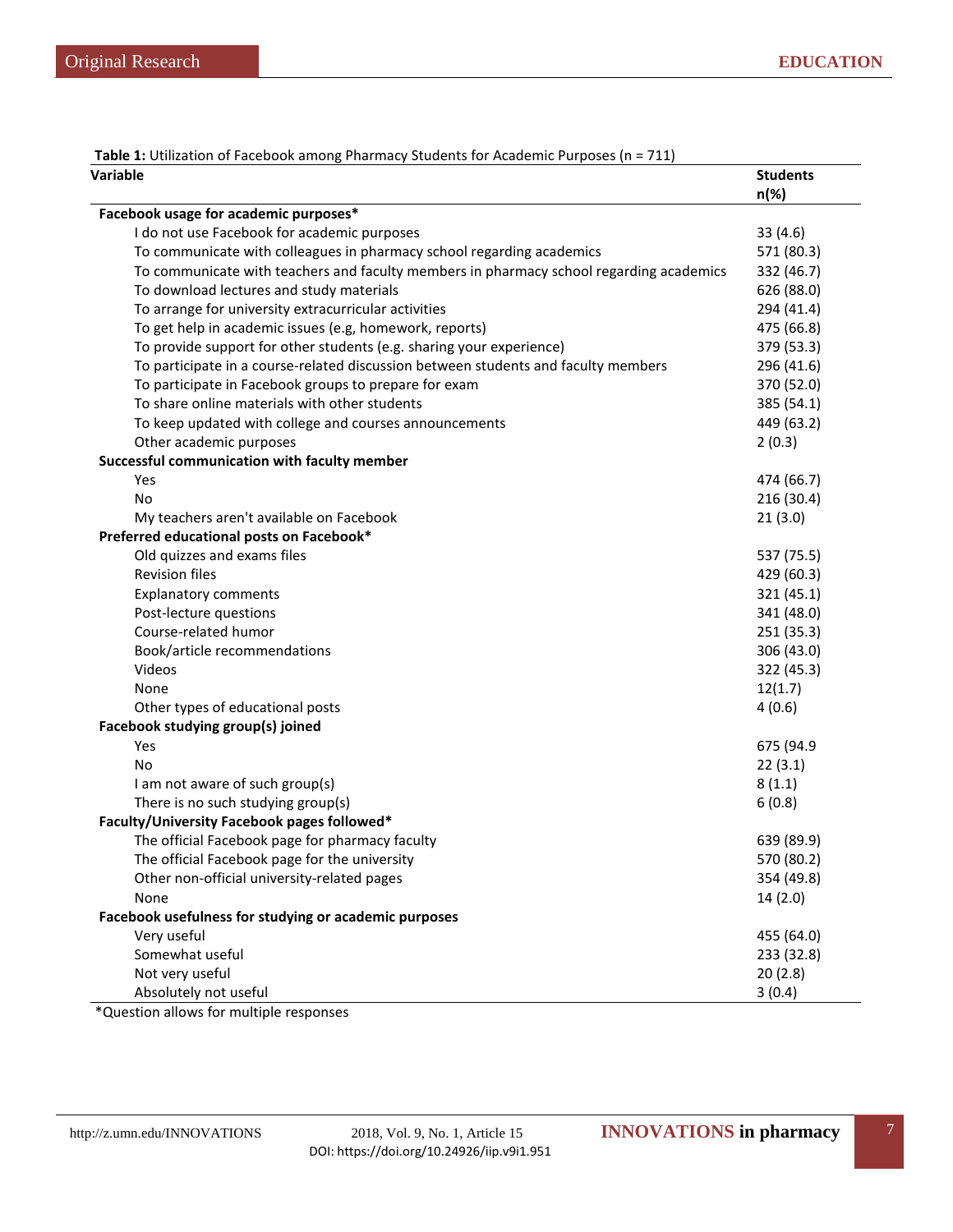**Table 1:** Utilization of Facebook among Pharmacy Students for Academic Purposes (n = 711)

| Variable | Students n(%) |
|---|---|
| **Facebook usage for academic purposes*** | |
| I do not use Facebook for academic purposes | 33 (4.6) |
| To communicate with colleagues in pharmacy school regarding academics | 571 (80.3) |
| To communicate with teachers and faculty members in pharmacy school regarding academics | 332 (46.7) |
| To download lectures and study materials | 626 (88.0) |
| To arrange for university extracurricular activities | 294 (41.4) |
| To get help in academic issues (e.g, homework, reports) | 475 (66.8) |
| To provide support for other students (e.g. sharing your experience) | 379 (53.3) |
| To participate in a course-related discussion between students and faculty members | 296 (41.6) |
| To participate in Facebook groups to prepare for exam | 370 (52.0) |
| To share online materials with other students | 385 (54.1) |
| To keep updated with college and courses announcements | 449 (63.2) |
| Other academic purposes | 2 (0.3) |
| **Successful communication with faculty member** | |
| Yes | 474 (66.7) |
| No | 216 (30.4) |
| My teachers aren't available on Facebook | 21 (3.0) |
| **Preferred educational posts on Facebook*** | |
| Old quizzes and exams files | 537 (75.5) |
| Revision files | 429 (60.3) |
| Explanatory comments | 321 (45.1) |
| Post-lecture questions | 341 (48.0) |
| Course-related humor | 251 (35.3) |
| Book/article recommendations | 306 (43.0) |
| Videos | 322 (45.3) |
| None | 12(1.7) |
| Other types of educational posts | 4 (0.6) |
| **Facebook studying group(s) joined** | |
| Yes | 675 (94.9 |
| No | 22 (3.1) |
| I am not aware of such group(s) | 8 (1.1) |
| There is no such studying group(s) | 6 (0.8) |
| **Faculty/University Facebook pages followed*** | |
| The official Facebook page for pharmacy faculty | 639 (89.9) |
| The official Facebook page for the university | 570 (80.2) |
| Other non-official university-related pages | 354 (49.8) |
| None | 14 (2.0) |
| **Facebook usefulness for studying or academic purposes** | |
| Very useful | 455 (64.0) |
| Somewhat useful | 233 (32.8) |
| Not very useful | 20 (2.8) |
| Absolutely not useful | 3 (0.4) |

*Question allows for multiple responses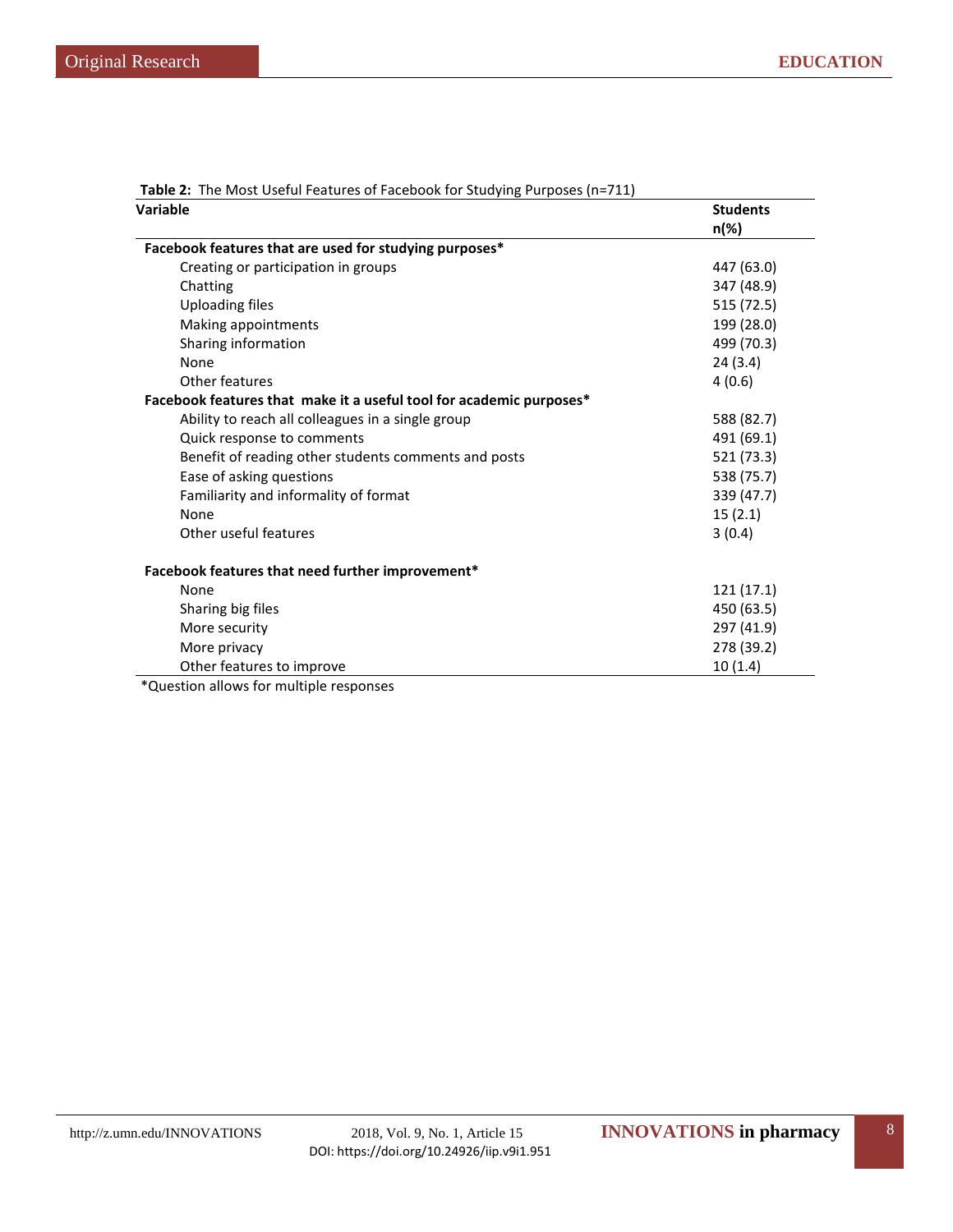**Table 2:** The Most Useful Features of Facebook for Studying Purposes (n=711)

| Variable | Students n(%) |
|---|---|
| **Facebook features that are used for studying purposes*** | |
| Creating or participation in groups | 447 (63.0) |
| Chatting | 347 (48.9) |
| Uploading files | 515 (72.5) |
| Making appointments | 199 (28.0) |
| Sharing information | 499 (70.3) |
| None | 24 (3.4) |
| Other features | 4 (0.6) |
| **Facebook features that make it a useful tool for academic purposes*** | |
| Ability to reach all colleagues in a single group | 588 (82.7) |
| Quick response to comments | 491 (69.1) |
| Benefit of reading other students comments and posts | 521 (73.3) |
| Ease of asking questions | 538 (75.7) |
| Familiarity and informality of format | 339 (47.7) |
| None | 15 (2.1) |
| Other useful features | 3 (0.4) |
| **Facebook features that need further improvement*** | |
| None | 121 (17.1) |
| Sharing big files | 450 (63.5) |
| More security | 297 (41.9) |
| More privacy | 278 (39.2) |
| Other features to improve | 10 (1.4) |

*Question allows for multiple responses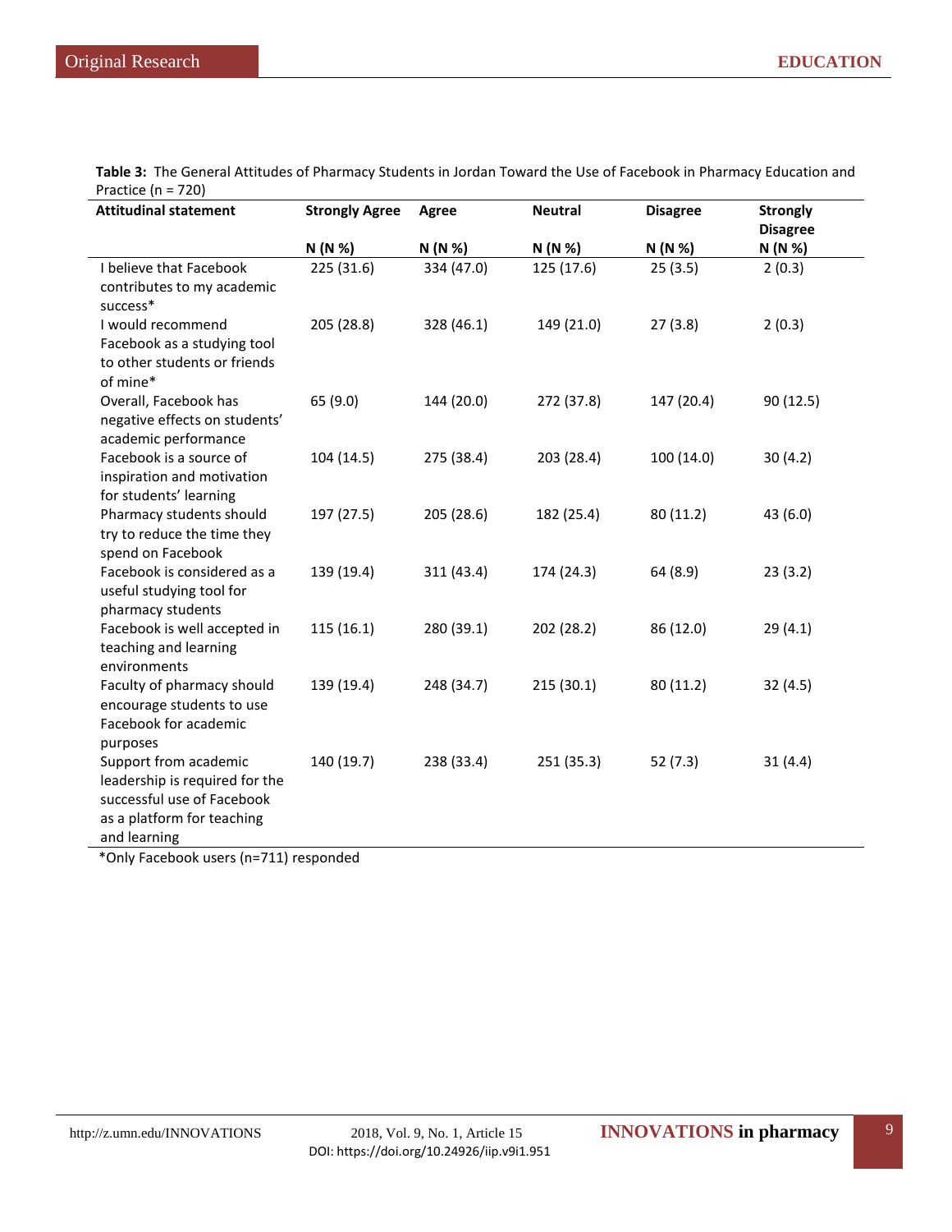**Table 3:** The General Attitudes of Pharmacy Students in Jordan Toward the Use of Facebook in Pharmacy Education and Practice (n = 720)

| Attitudinal statement | Strongly Agree<br>N (N %) | Agree<br>N (N %) | Neutral<br>N (N %) | Disagree<br>N (N %) | Strongly Disagree<br>N (N %) |
|---|---|---|---|---|---|
| I believe that Facebook contributes to my academic success* | 225 (31.6) | 334 (47.0) | 125 (17.6) | 25 (3.5) | 2 (0.3) |
| I would recommend Facebook as a studying tool to other students or friends of mine* | 205 (28.8) | 328 (46.1) | 149 (21.0) | 27 (3.8) | 2 (0.3) |
| Overall, Facebook has negative effects on students' academic performance | 65 (9.0) | 144 (20.0) | 272 (37.8) | 147 (20.4) | 90 (12.5) |
| Facebook is a source of inspiration and motivation for students' learning | 104 (14.5) | 275 (38.4) | 203 (28.4) | 100 (14.0) | 30 (4.2) |
| Pharmacy students should try to reduce the time they spend on Facebook | 197 (27.5) | 205 (28.6) | 182 (25.4) | 80 (11.2) | 43 (6.0) |
| Facebook is considered as a useful studying tool for pharmacy students | 139 (19.4) | 311 (43.4) | 174 (24.3) | 64 (8.9) | 23 (3.2) |
| Facebook is well accepted in teaching and learning environments | 115 (16.1) | 280 (39.1) | 202 (28.2) | 86 (12.0) | 29 (4.1) |
| Faculty of pharmacy should encourage students to use Facebook for academic purposes | 139 (19.4) | 248 (34.7) | 215 (30.1) | 80 (11.2) | 32 (4.5) |
| Support from academic leadership is required for the successful use of Facebook as a platform for teaching and learning | 140 (19.7) | 238 (33.4) | 251 (35.3) | 52 (7.3) | 31 (4.4) |

*Only Facebook users (n=711) responded